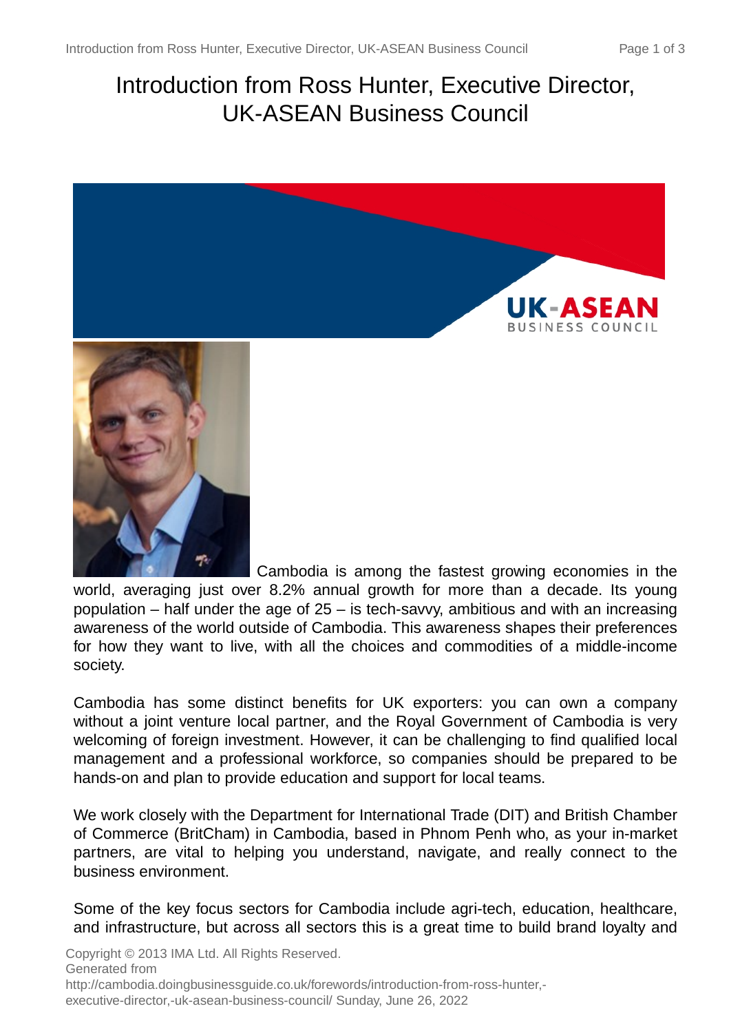# Introduction from Ross Hunter, Executive Director, UK-ASEAN Business Council

Cambodia is among the fastest growing economies in the world, averaging just over 8.2% annual growth for more than a decade. Its young population – half under the age of 25 – is tech-savvy, ambitious and with an increasing awareness of the world outside of Cambodia. This awareness shapes their preferences for how they want to live, with all the choices and commodities of a middle-income society.

Cambodia has some distinct benefits for UK exporters: you can own a company without a joint venture local partner, and the Royal Government of Cambodia is very welcoming of foreign investment. However, it can be challenging to find qualified local management and a professional workforce, so companies should be prepared to be hands-on and plan to provide education and support for local teams.

We work closely with the Department for International Trade (DIT) and British Chamber of Commerce (BritCham) in Cambodia, based in Phnom Penh who, as your in-market partners, are vital to helping you understand, navigate, and really connect to the business environment.

Some of the key focus sectors for Cambodia include agri-tech, education, healthcare, and infrastructure, but across all sectors this is a great time to build brand loyalty and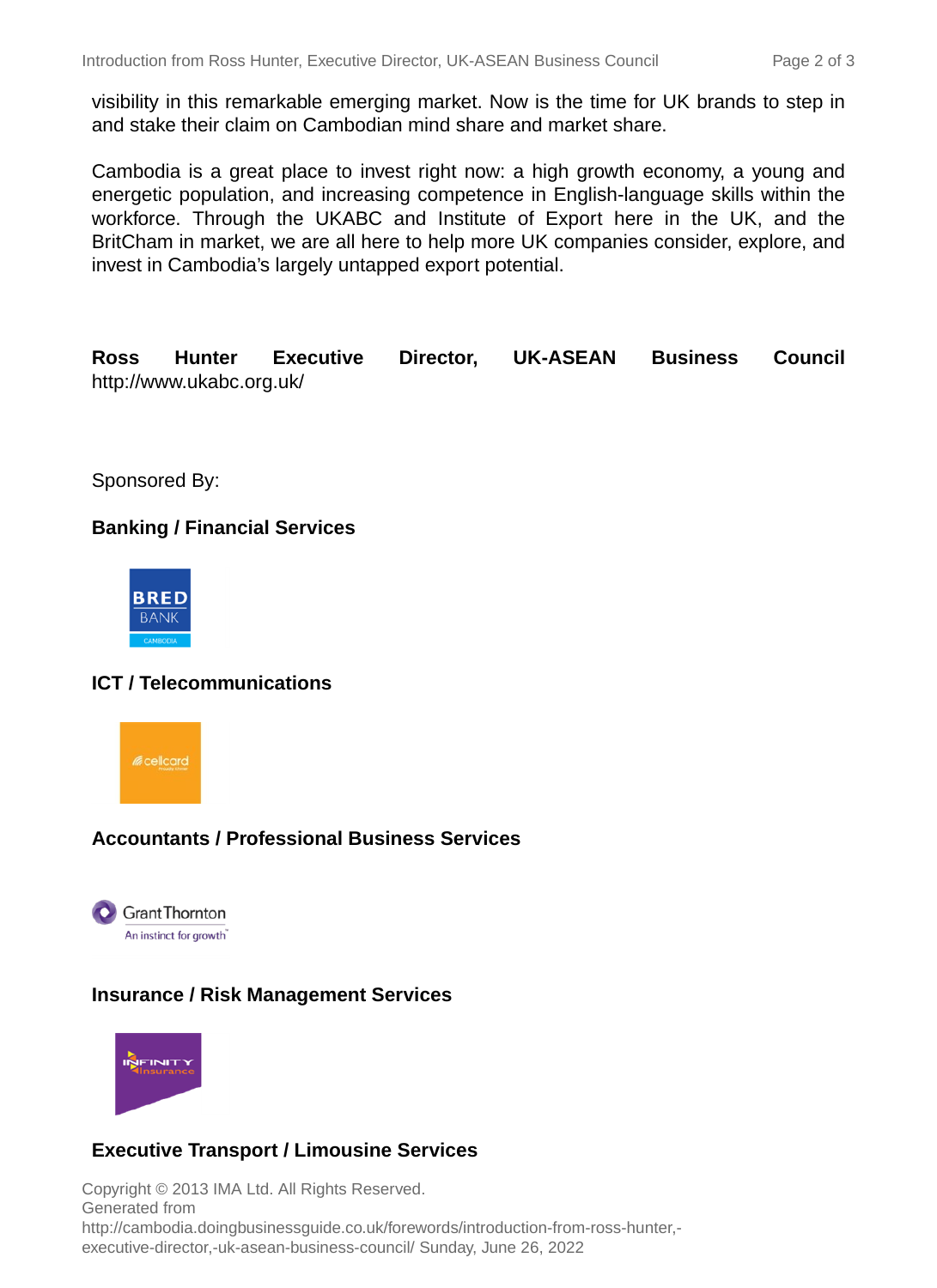visibility in this remarkable emerging market. Now is the time for UK brands to step in and stake their claim on Cambodian mind share and market share.

Cambodia is a great place to invest right now: a high growth economy, a young and energetic population, and increasing competence in English-language skills within the workforce. Through the UKABC and Institute of Export here in the UK, and the BritCham in market, we are all here to help more UK companies consider, explore, and invest in Cambodia's largely untapped export potential.

**Ross Hunter Executive Director, UK-ASEAN Business Council**
http://www.ukabc.org.uk/

Sponsored By:

**Banking / Financial Services**

**ICT / Telecommunications**

**Accountants / Professional Business Services**

**Insurance / Risk Management Services**

**Executive Transport / Limousine Services**

Copyright © 2013 IMA Ltd. All Rights Reserved.
Generated from
http://cambodia.doingbusinessguide.co.uk/forewords/introduction-from-ross-hunter,-executive-director,-uk-asean-business-council/ Sunday, June 26, 2022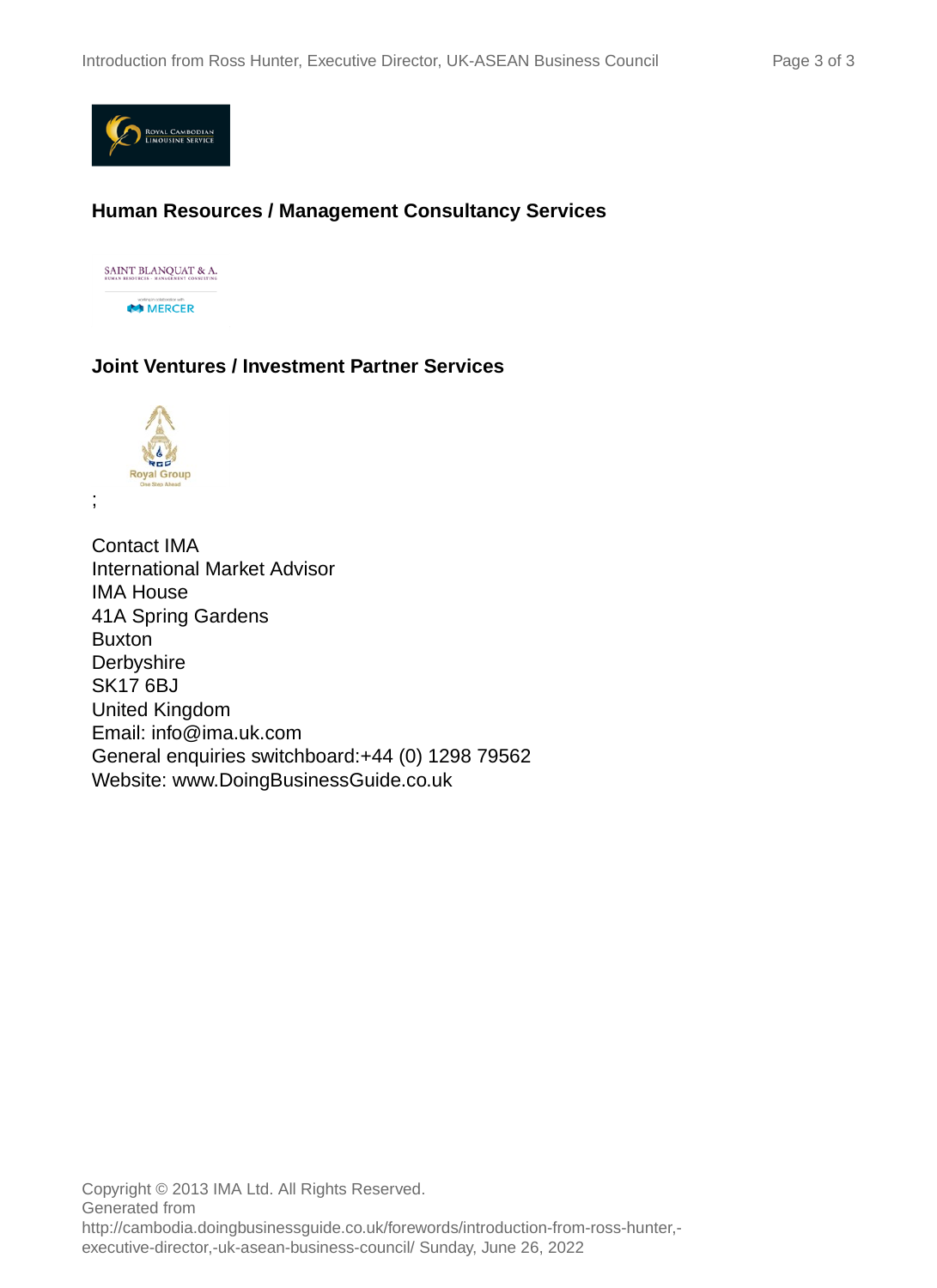## Human Resources / Management Consultancy Services

## Joint Ventures / Investment Partner Services

;

Contact IMA
International Market Advisor
IMA House
41A Spring Gardens
Buxton
Derbyshire
SK17 6BJ
United Kingdom
Email: info@ima.uk.com
General enquiries switchboard:+44 (0) 1298 79562
Website: www.DoingBusinessGuide.co.uk

Copyright © 2013 IMA Ltd. All Rights Reserved.
Generated from
http://cambodia.doingbusinessguide.co.uk/forewords/introduction-from-ross-hunter,-executive-director,-uk-asean-business-council/ Sunday, June 26, 2022